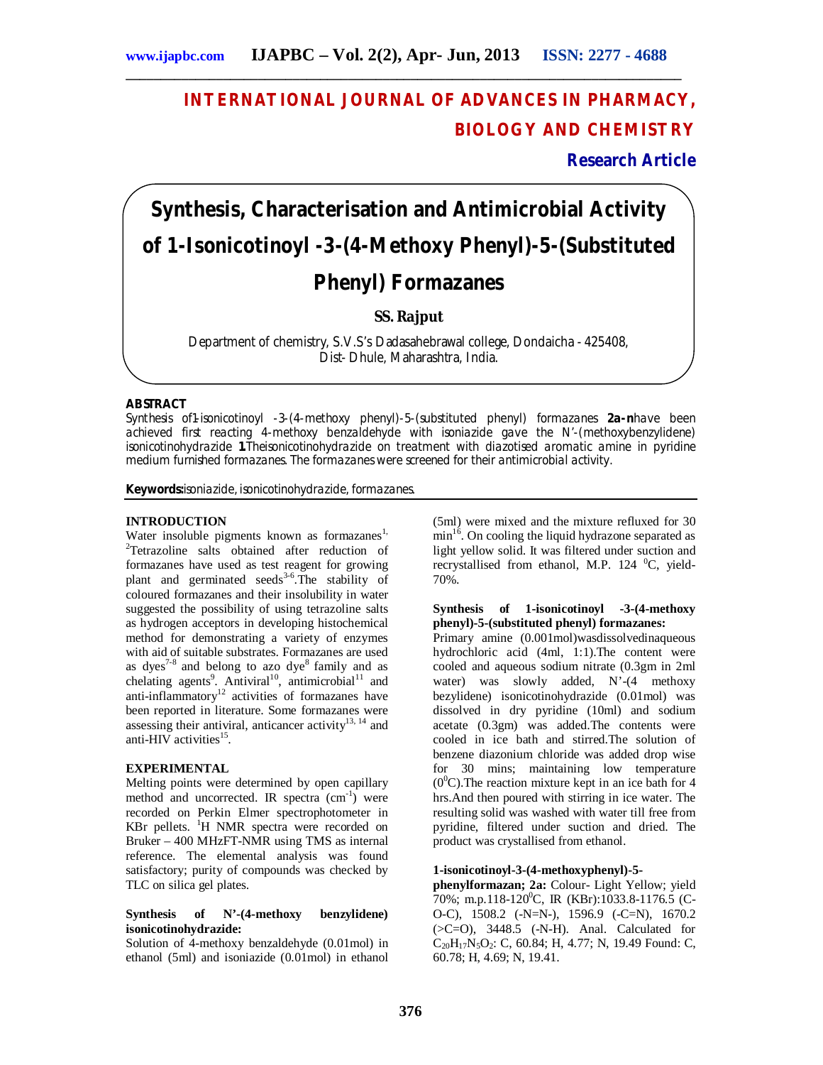# INTERNATIONAL JOURNAL OF ADVANCES IN PHARMACY, BIOLOGY AND CHEMISTRY

**Research Article**

# Synthesis, Characterisation and Antimicrobial Activity of 1-Isonicotinoyl -3-(4-Methoxy Phenyl)-5-(Substituted Phenyl) Formazanes

**SS. Rajput**

Department of chemistry, S.V.S's Dadasahebrawal college, Dondaicha - 425408, Dist- Dhule, Maharashtra, India.

## ABSTRACT

*Synthesis of1-isonicotinoyl -3-(4-methoxy phenyl)-5-(substituted phenyl) formazanes* ***2a-n****have been achieved first reacting 4-methoxy benzaldehyde with isoniazide gave the N'-(methoxybenzylidene) isonicotinohydrazide* ***1****.Theisonicotinohydrazide on treatment with diazotised aromatic amine in pyridine medium furnished formazanes. The formazanes were screened for their antimicrobial activity.*

**Keywords:***isoniazide, isonicotinohydrazide, formazanes.*

## INTRODUCTION

Water insoluble pigments known as formazanes[1,2]Tetrazoline salts obtained after reduction of formazanes have used as test reagent for growing plant and germinated seeds[3-6].The stability of coloured formazanes and their insolubility in water suggested the possibility of using tetrazoline salts as hydrogen acceptors in developing histochemical method for demonstrating a variety of enzymes with aid of suitable substrates. Formazanes are used as dyes[7-8] and belong to azo dye[8] family and as chelating agents[9]. Antiviral[10], antimicrobial[11] and anti-inflammatory[12] activities of formazanes have been reported in literature. Some formazanes were assessing their antiviral, anticancer activity[13, 14] and anti-HIV activities[15].

## EXPERIMENTAL

Melting points were determined by open capillary method and uncorrected. IR spectra ($cm^{-1}$) were recorded on Perkin Elmer spectrophotometer in KBr pellets. $^1$H NMR spectra were recorded on Bruker – 400 MHzFT-NMR using TMS as internal reference. The elemental analysis was found satisfactory; purity of compounds was checked by TLC on silica gel plates.

### Synthesis of N'-(4-methoxy benzylidene) isonicotinohydrazide:

Solution of 4-methoxy benzaldehyde (0.01mol) in ethanol (5ml) and isoniazide (0.01mol) in ethanol (5ml) were mixed and the mixture refluxed for 30 min[16]. On cooling the liquid hydrazone separated as light yellow solid. It was filtered under suction and recrystallised from ethanol, M.P. 124 $^0$C, yield-70%.

### Synthesis of 1-isonicotinoyl -3-(4-methoxy phenyl)-5-(substituted phenyl) formazanes:

Primary amine (0.001mol)wasdissolvedinaqueous hydrochloric acid (4ml, 1:1).The content were cooled and aqueous sodium nitrate (0.3gm in 2ml water) was slowly added, N'-(4 methoxy bezylidene) isonicotinohydrazide (0.01mol) was dissolved in dry pyridine (10ml) and sodium acetate (0.3gm) was added.The contents were cooled in ice bath and stirred.The solution of benzene diazonium chloride was added drop wise for 30 mins; maintaining low temperature ($0^0$C).The reaction mixture kept in an ice bath for 4 hrs.And then poured with stirring in ice water. The resulting solid was washed with water till free from pyridine, filtered under suction and dried. The product was crystallised from ethanol.

**1-isonicotinoyl-3-(4-methoxyphenyl)-5-phenylformazan; 2a:** Colour- Light Yellow; yield 70%; m.p.118-120$^0$C, IR (KBr):1033.8-1176.5 (C-O-C), 1508.2 (-N=N-), 1596.9 (-C=N), 1670.2 (>C=O), 3448.5 (-N-H). Anal. Calculated for $C_{20}H_{17}N_5O_2$: C, 60.84; H, 4.77; N, 19.49 Found: C, 60.78; H, 4.69; N, 19.41.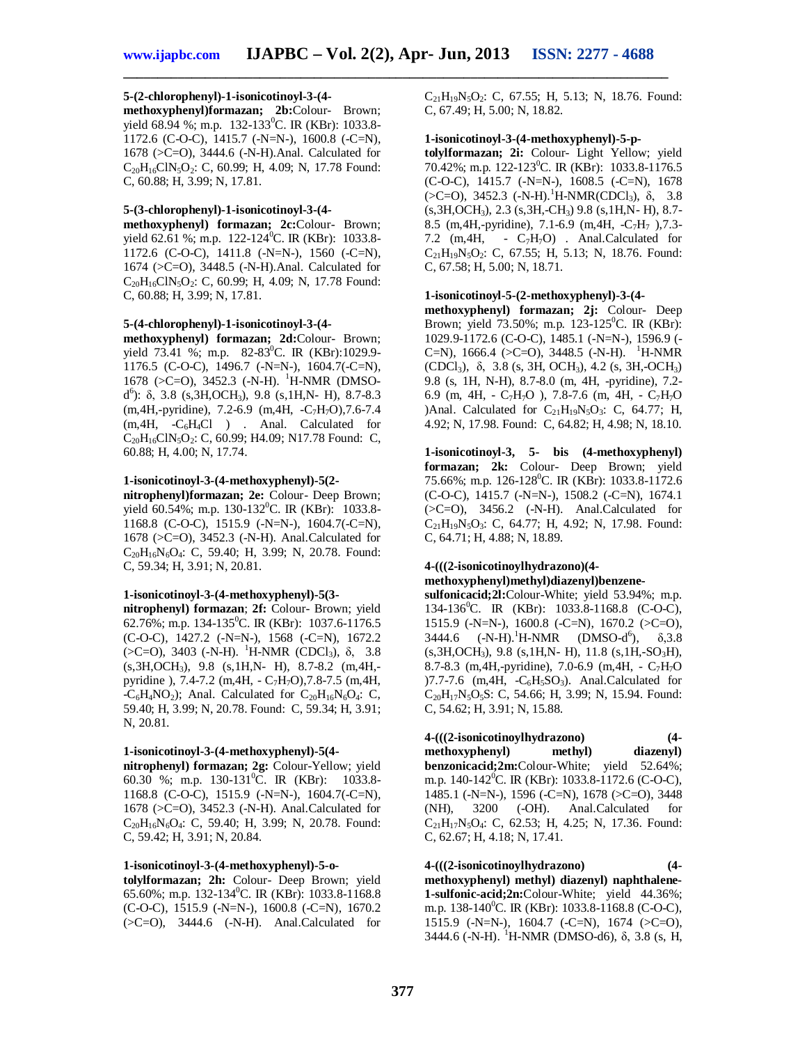**5-(2-chlorophenyl)-1-isonicotinoyl-3-(4-methoxyphenyl)formazan; 2b:** Colour- Brown; yield 68.94 %; m.p. 132-133$^0$C. IR (KBr): 1033.8-1172.6 (C-O-C), 1415.7 (-N=N-), 1600.8 (-C=N), 1678 (>C=O), 3444.6 (-N-H). Anal. Calculated for $C_{20}H_{16}ClN_5O_2$: C, 60.99; H, 4.09; N, 17.78 Found: C, 60.88; H, 3.99; N, 17.81.

**5-(3-chlorophenyl)-1-isonicotinoyl-3-(4-methoxyphenyl) formazan; 2c:** Colour- Brown; yield 62.61 %; m.p. 122-124$^0$C. IR (KBr): 1033.8-1172.6 (C-O-C), 1411.8 (-N=N-), 1560 (-C=N), 1674 (>C=O), 3448.5 (-N-H). Anal. Calculated for $C_{20}H_{16}ClN_5O_2$: C, 60.99; H, 4.09; N, 17.78 Found: C, 60.88; H, 3.99; N, 17.81.

**5-(4-chlorophenyl)-1-isonicotinoyl-3-(4-methoxyphenyl) formazan; 2d:** Colour- Brown; yield 73.41 %; m.p. 82-83$^0$C. IR (KBr): 1029.9-1176.5 (C-O-C), 1496.7 (-N=N-), 1604.7(-C=N), 1678 (>C=O), 3452.3 (-N-H). $^1$H-NMR (DMSO-d$^6$): δ, 3.8 (s,3H,$OCH_3$), 9.8 (s,1H,N- H), 8.7-8.3 (m,4H,-pyridine), 7.2-6.9 (m,4H, -$C_7H_7O$),7.6-7.4 (m,4H, -$C_6H_4Cl$ ) . Anal. Calculated for $C_{20}H_{16}ClN_5O_2$: C, 60.99; H4.09; N17.78 Found: C, 60.88; H, 4.00; N, 17.74.

**1-isonicotinoyl-3-(4-methoxyphenyl)-5(2-nitrophenyl)formazan; 2e:** Colour- Deep Brown; yield 60.54%; m.p. 130-132$^0$C. IR (KBr): 1033.8-1168.8 (C-O-C), 1515.9 (-N=N-), 1604.7(-C=N), 1678 (>C=O), 3452.3 (-N-H). Anal.Calculated for $C_{20}H_{16}N_6O_4$: C, 59.40; H, 3.99; N, 20.78. Found: C, 59.34; H, 3.91; N, 20.81.

**1-isonicotinoyl-3-(4-methoxyphenyl)-5(3-nitrophenyl) formazan**; **2f:** Colour- Brown; yield 62.76%; m.p. 134-135$^0$C. IR (KBr): 1037.6-1176.5 (C-O-C), 1427.2 (-N=N-), 1568 (-C=N), 1672.2 (>C=O), 3403 (-N-H). $^1$H-NMR ($CDCl_3$), δ, 3.8 (s,3H,$OCH_3$), 9.8 (s,1H,N- H), 8.7-8.2 (m,4H,-pyridine ), 7.4-7.2 (m,4H, - $C_7H_7O$),7.8-7.5 (m,4H, -$C_6H_4NO_2$); Anal. Calculated for $C_{20}H_{16}N_6O_4$: C, 59.40; H, 3.99; N, 20.78. Found: C, 59.34; H, 3.91; N, 20.81.

**1-isonicotinoyl-3-(4-methoxyphenyl)-5(4-nitrophenyl) formazan; 2g:** Colour-Yellow; yield 60.30 %; m.p. 130-131$^0$C. IR (KBr): 1033.8-1168.8 (C-O-C), 1515.9 (-N=N-), 1604.7(-C=N), 1678 (>C=O), 3452.3 (-N-H). Anal.Calculated for $C_{20}H_{16}N_6O_4$: C, 59.40; H, 3.99; N, 20.78. Found: C, 59.42; H, 3.91; N, 20.84.

**1-isonicotinoyl-3-(4-methoxyphenyl)-5-o-tolylformazan; 2h:** Colour- Deep Brown; yield 65.60%; m.p. 132-134$^0$C. IR (KBr): 1033.8-1168.8 (C-O-C), 1515.9 (-N=N-), 1600.8 (-C=N), 1670.2 (>C=O), 3444.6 (-N-H). Anal.Calculated for $C_{21}H_{19}N_5O_2$: C, 67.55; H, 5.13; N, 18.76. Found: C, 67.49; H, 5.00; N, 18.82.

**1-isonicotinoyl-3-(4-methoxyphenyl)-5-p-tolylformazan; 2i:** Colour- Light Yellow; yield 70.42%; m.p. 122-123$^0$C. IR (KBr): 1033.8-1176.5 (C-O-C), 1415.7 (-N=N-), 1608.5 (-C=N), 1678 (>C=O), 3452.3 (-N-H).$^1$H-NMR($CDCl_3$), δ, 3.8 (s,3H,$OCH_3$), 2.3 (s,3H,-$CH_3$) 9.8 (s,1H,N- H), 8.7-8.5 (m,4H,-pyridine), 7.1-6.9 (m,4H, -$C_7H_7$ ),7.3-7.2 (m,4H, - $C_7H_7O$) . Anal.Calculated for $C_{21}H_{19}N_5O_2$: C, 67.55; H, 5.13; N, 18.76. Found: C, 67.58; H, 5.00; N, 18.71.

**1-isonicotinoyl-5-(2-methoxyphenyl)-3-(4-methoxyphenyl) formazan; 2j:** Colour- Deep Brown; yield 73.50%; m.p. 123-125$^0$C. IR (KBr): 1029.9-1172.6 (C-O-C), 1485.1 (-N=N-), 1596.9 (-C=N), 1666.4 (>C=O), 3448.5 (-N-H). $^1$H-NMR ($CDCl_3$), δ, 3.8 (s, 3H, $OCH_3$), 4.2 (s, 3H,-$OCH_3$) 9.8 (s, 1H, N-H), 8.7-8.0 (m, 4H, -pyridine), 7.2-6.9 (m, 4H, - $C_7H_7O$ ), 7.8-7.6 (m, 4H, - $C_7H_7O$ )Anal. Calculated for $C_{21}H_{19}N_5O_3$: C, 64.77; H, 4.92; N, 17.98. Found: C, 64.82; H, 4.98; N, 18.10.

**1-isonicotinoyl-3, 5- bis (4-methoxyphenyl) formazan; 2k:** Colour- Deep Brown; yield 75.66%; m.p. 126-128$^0$C. IR (KBr): 1033.8-1172.6 (C-O-C), 1415.7 (-N=N-), 1508.2 (-C=N), 1674.1 (>C=O), 3456.2 (-N-H). Anal.Calculated for $C_{21}H_{19}N_5O_3$: C, 64.77; H, 4.92; N, 17.98. Found: C, 64.71; H, 4.88; N, 18.89.

**4-(((2-isonicotinoylhydrazono)(4-methoxyphenyl)methyl)diazenyl)benzene-sulfonicacid;2l:** Colour-White; yield 53.94%; m.p. 134-136$^0$C. IR (KBr): 1033.8-1168.8 (C-O-C), 1515.9 (-N=N-), 1600.8 (-C=N), 1670.2 (>C=O), 3444.6 (-N-H).$^1$H-NMR (DMSO-d$^6$), δ,3.8 (s,3H,$OCH_3$), 9.8 (s,1H,N- H), 11.8 (s,1H,-$SO_3H$), 8.7-8.3 (m,4H,-pyridine), 7.0-6.9 (m,4H, - $C_7H_7O$ )7.7-7.6 (m,4H, -$C_6H_5SO_3$). Anal.Calculated for $C_{20}H_{17}N_5O_5S$: C, 54.66; H, 3.99; N, 15.94. Found: C, 54.62; H, 3.91; N, 15.88.

**4-(((2-isonicotinoylhydrazono) (4-methoxyphenyl) methyl) diazenyl) benzonicacid;2m:** Colour-White; yield 52.64%; m.p. 140-142$^0$C. IR (KBr): 1033.8-1172.6 (C-O-C), 1485.1 (-N=N-), 1596 (-C=N), 1678 (>C=O), 3448 (NH), 3200 (-OH). Anal.Calculated for $C_{21}H_{17}N_5O_4$: C, 62.53; H, 4.25; N, 17.36. Found: C, 62.67; H, 4.18; N, 17.41.

**4-(((2-isonicotinoylhydrazono) (4-methoxyphenyl) methyl) diazenyl) naphthalene-1-sulfonic-acid;2n:** Colour-White; yield 44.36%; m.p. 138-140$^0$C. IR (KBr): 1033.8-1168.8 (C-O-C), 1515.9 (-N=N-), 1604.7 (-C=N), 1674 (>C=O), 3444.6 (-N-H). $^1$H-NMR (DMSO-d6), δ, 3.8 (s, H,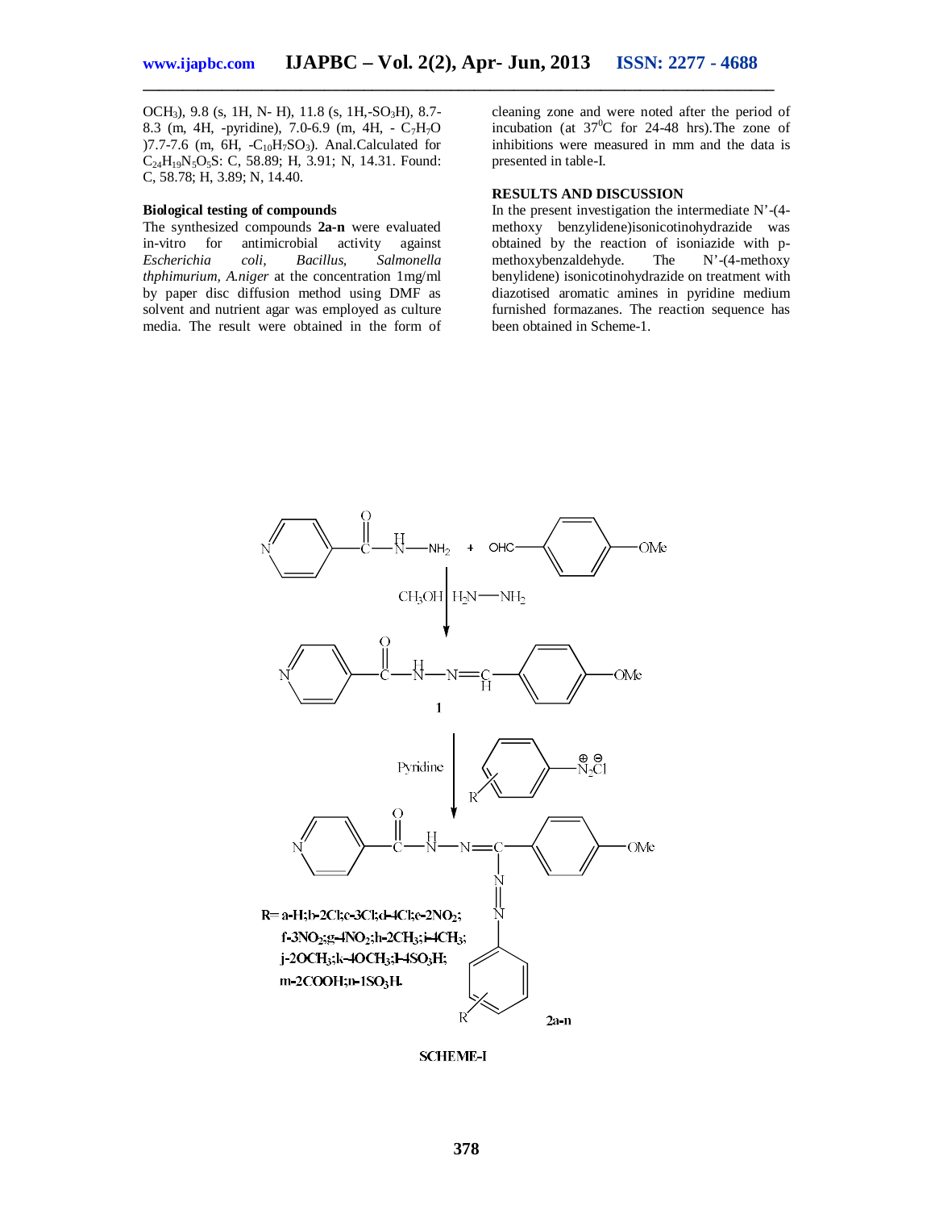$OCH_3$), 9.8 (s, 1H, N- H), 11.8 (s, 1H,-$SO_3H$), 8.7-8.3 (m, 4H, -pyridine), 7.0-6.9 (m, 4H, - $C_7H_7O$ )7.7-7.6 (m, 6H, -$C_{10}H_7SO_3$). Anal.Calculated for $C_{24}H_{19}N_5O_5S$: C, 58.89; H, 3.91; N, 14.31. Found: C, 58.78; H, 3.89; N, 14.40.

### Biological testing of compounds

The synthesized compounds **2a-n** were evaluated in-vitro for antimicrobial activity against *Escherichia coli, Bacillus, Salmonella thphimurium, A.niger* at the concentration 1mg/ml by paper disc diffusion method using DMF as solvent and nutrient agar was employed as culture media. The result were obtained in the form of cleaning zone and were noted after the period of incubation (at $37^0$C for 24-48 hrs).The zone of inhibitions were measured in mm and the data is presented in table-I.

## RESULTS AND DISCUSSION

In the present investigation the intermediate N'-(4-methoxy benzylidene)isonicotinohydrazide was obtained by the reaction of isoniazide with p-methoxybenzaldehyde. The N'-(4-methoxy benylidene) isonicotinohydrazide on treatment with diazotised aromatic amines in pyridine medium furnished formazanes. The reaction sequence has been obtained in Scheme-1.

R= a-H;b-2Cl;c-3Cl;d-4Cl;e-2$NO_2$; f-3$NO_2$;g-4$NO_2$;h-2$CH_3$;i-4$CH_3$; j-2$OCH_3$;k-4$OCH_3$;l-4$SO_3H$; m-2COOH;n-1$SO_3H$.

SCHEME-I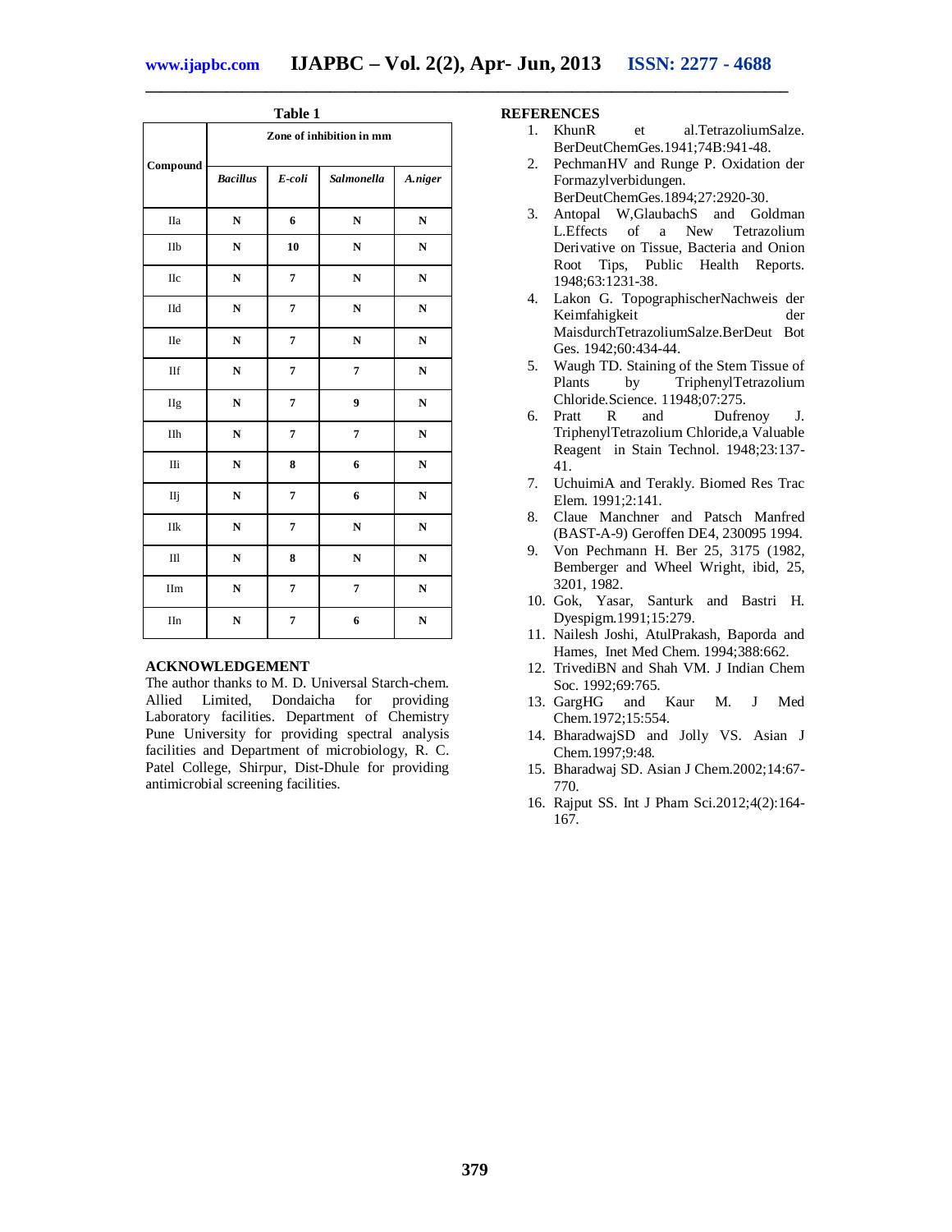**Table 1**

| Compound | Zone of inhibition in mm | | | |
|---|---|---|---|---|
| | ***Bacillus*** | ***E-coli*** | ***Salmonella*** | ***A.niger*** |
| IIa | **N** | **6** | **N** | **N** |
| IIb | **N** | **10** | **N** | **N** |
| IIc | **N** | **7** | **N** | **N** |
| IId | **N** | **7** | **N** | **N** |
| IIe | **N** | **7** | **N** | **N** |
| IIf | **N** | **7** | **7** | **N** |
| IIg | **N** | **7** | **9** | **N** |
| IIh | **N** | **7** | **7** | **N** |
| IIi | **N** | **8** | **6** | **N** |
| IIj | **N** | **7** | **6** | **N** |
| IIk | **N** | **7** | **N** | **N** |
| IIl | **N** | **8** | **N** | **N** |
| IIm | **N** | **7** | **7** | **N** |
| IIn | **N** | **7** | **6** | **N** |

## ACKNOWLEDGEMENT

The author thanks to M. D. Universal Starch-chem. Allied Limited, Dondaicha for providing Laboratory facilities. Department of Chemistry Pune University for providing spectral analysis facilities and Department of microbiology, R. C. Patel College, Shirpur, Dist-Dhule for providing antimicrobial screening facilities.

## REFERENCES

1. KhunR et al.TetrazoliumSalze. BerDeutChemGes.1941;74B:941-48.
2. PechmanHV and Runge P. Oxidation der Formazylverbidungen. BerDeutChemGes.1894;27:2920-30.
3. Antopal W,GlaubachS and Goldman L.Effects of a New Tetrazolium Derivative on Tissue, Bacteria and Onion Root Tips, Public Health Reports. 1948;63:1231-38.
4. Lakon G. TopographischerNachweis der Keimfahigkeit der MaisdurchTetrazoliumSalze.BerDeut Bot Ges. 1942;60:434-44.
5. Waugh TD. Staining of the Stem Tissue of Plants by TriphenylTetrazolium Chloride.Science. 11948;07:275.
6. Pratt R and Dufrenoy J. TriphenylTetrazolium Chloride,a Valuable Reagent in Stain Technol. 1948;23:137-41.
7. UchuimiA and Terakly. Biomed Res Trac Elem. 1991;2:141.
8. Claue Manchner and Patsch Manfred (BAST-A-9) Geroffen DE4, 230095 1994.
9. Von Pechmann H. Ber 25, 3175 (1982, Bemberger and Wheel Wright, ibid, 25, 3201, 1982.
10. Gok, Yasar, Santurk and Bastri H. Dyespigm.1991;15:279.
11. Nailesh Joshi, AtulPrakash, Baporda and Hames, Inet Med Chem. 1994;388:662.
12. TrivediBN and Shah VM. J Indian Chem Soc. 1992;69:765.
13. GargHG and Kaur M. J Med Chem.1972;15:554.
14. BharadwajSD and Jolly VS. Asian J Chem.1997;9:48.
15. Bharadwaj SD. Asian J Chem.2002;14:67-770.
16. Rajput SS. Int J Pham Sci.2012;4(2):164-167.